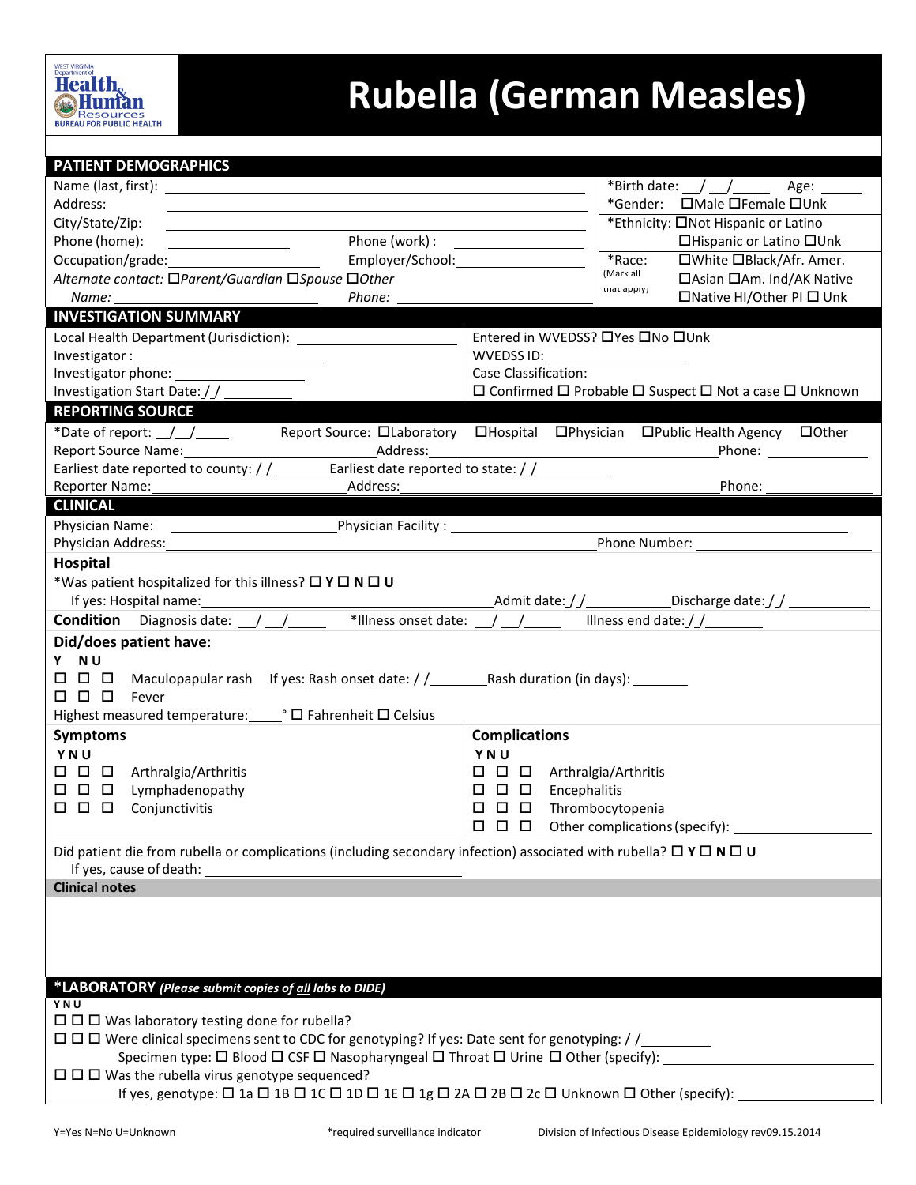WEST VIRGINIA Department of Health & Human Resources BUREAU FOR PUBLIC HEALTH

# Rubella (German Measles)

## PATIENT DEMOGRAPHICS

Name (last, first): ______________________

Address: ______________________

City/State/Zip: ______________________

Phone (home): ____________ Phone (work): ____________

Occupation/grade: ____________ Employer/School: ____________

*Alternate contact:* ☐*Parent/Guardian* ☐*Spouse* ☐*Other*

*Name:* ____________ *Phone:* ____________

*Birth date: __/__/____ Age: ______

*Gender: ☐Male ☐Female ☐Unk

*Ethnicity: ☐Not Hispanic or Latino ☐Hispanic or Latino ☐Unk

*Race: (Mark all that apply) ☐White ☐Black/Afr. Amer. ☐Asian ☐Am. Ind/AK Native ☐Native HI/Other PI ☐ Unk

## INVESTIGATION SUMMARY

Local Health Department (Jurisdiction): ____________

Investigator: ____________

Investigator phone: ____________

Investigation Start Date: / / ____________

Entered in WVEDSS? ☐Yes ☐No ☐Unk

WVEDSS ID: ____________

Case Classification:

☐ Confirmed ☐ Probable ☐ Suspect ☐ Not a case ☐ Unknown

## REPORTING SOURCE

*Date of report: __/__/____ Report Source: ☐Laboratory ☐Hospital ☐Physician ☐Public Health Agency ☐Other

Report Source Name: ____________ Address: ____________ Phone: ____________

Earliest date reported to county: / / ________ Earliest date reported to state: / / ________

Reporter Name: ____________ Address: ____________ Phone: ____________

## CLINICAL

Physician Name: ____________ Physician Facility: ____________

Physician Address: ____________ Phone Number: ____________

### Hospital

*Was patient hospitalized for this illness? ☐ **Y** ☐ **N** ☐ **U**

If yes: Hospital name: ____________ Admit date: / / ________ Discharge date: / / ________

**Condition** Diagnosis date: __/__/____ *Illness onset date: __/__/____ Illness end date: / / ________

### Did/does patient have:

Y N U

☐ ☐ ☐ Maculopapular rash If yes: Rash onset date: / / ________ Rash duration (in days): ________

☐ ☐ ☐ Fever

Highest measured temperature: ____° ☐ Fahrenheit ☐ Celsius

### Symptoms

Y N U

☐ ☐ ☐ Arthralgia/Arthritis

☐ ☐ ☐ Lymphadenopathy

☐ ☐ ☐ Conjunctivitis

### Complications

Y N U

☐ ☐ ☐ Arthralgia/Arthritis

☐ ☐ ☐ Encephalitis

☐ ☐ ☐ Thrombocytopenia

☐ ☐ ☐ Other complications (specify): ____________

Did patient die from rubella or complications (including secondary infection) associated with rubella? ☐ **Y** ☐ **N** ☐ **U**

If yes, cause of death: ____________

**Clinical notes**

## *LABORATORY *(Please submit copies of all labs to DIDE)*

Y N U

☐ ☐ ☐ Was laboratory testing done for rubella?

☐ ☐ ☐ Were clinical specimens sent to CDC for genotyping? If yes: Date sent for genotyping: / / ________

Specimen type: ☐ Blood ☐ CSF ☐ Nasopharyngeal ☐ Throat ☐ Urine ☐ Other (specify): ____________

☐ ☐ ☐ Was the rubella virus genotype sequenced?

If yes, genotype: ☐ 1a ☐ 1B ☐ 1C ☐ 1D ☐ 1E ☐ 1g ☐ 2A ☐ 2B ☐ 2c ☐ Unknown ☐ Other (specify): ____________

Y=Yes N=No U=Unknown *required surveillance indicator Division of Infectious Disease Epidemiology rev09.15.2014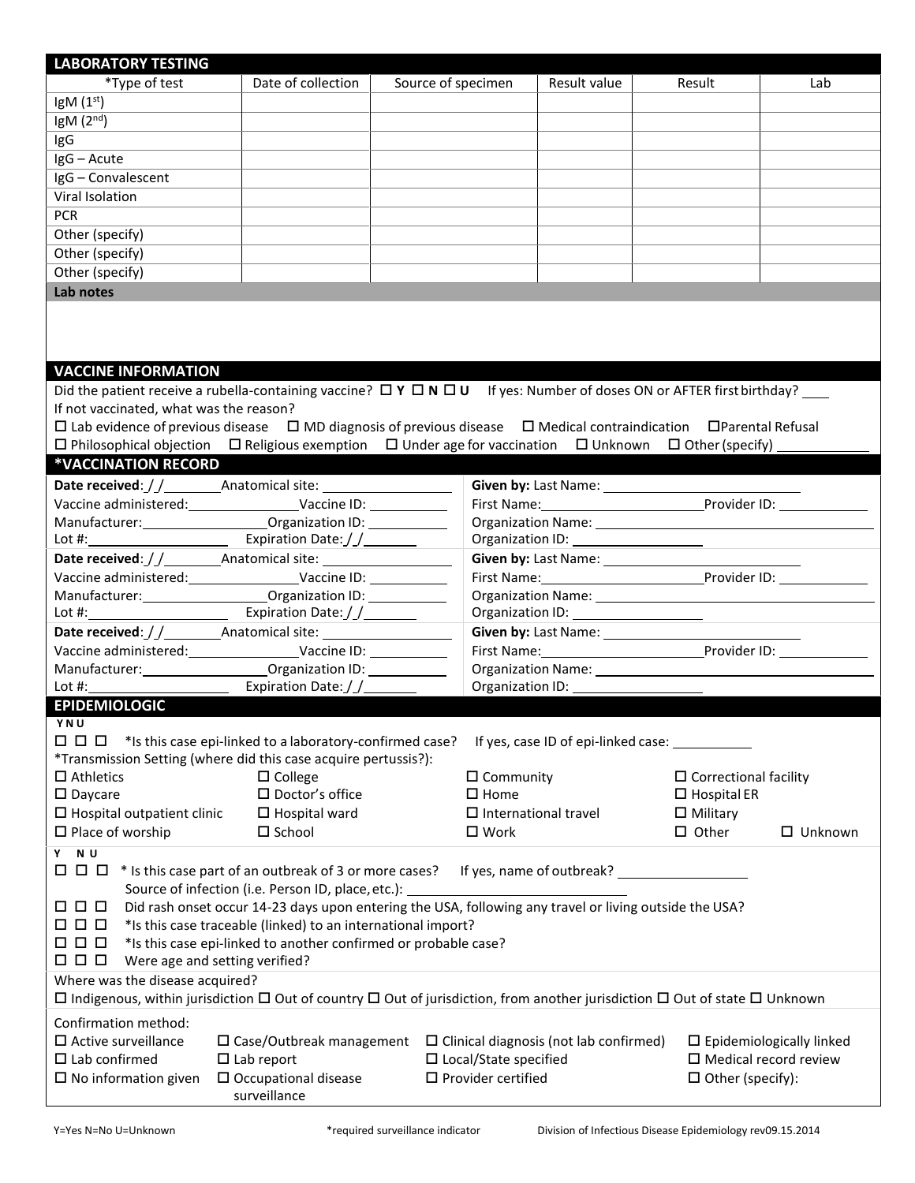## LABORATORY TESTING

| *Type of test | Date of collection | Source of specimen | Result value | Result | Lab |
|---|---|---|---|---|---|
| IgM (1st) | | | | | |
| IgM (2nd) | | | | | |
| IgG | | | | | |
| IgG – Acute | | | | | |
| IgG – Convalescent | | | | | |
| Viral Isolation | | | | | |
| PCR | | | | | |
| Other (specify) | | | | | |
| Other (specify) | | | | | |
| Other (specify) | | | | | |

**Lab notes**

## VACCINE INFORMATION

Did the patient receive a rubella-containing vaccine? ☐ **Y** ☐ **N** ☐ **U** If yes: Number of doses ON or AFTER first birthday? ____

If not vaccinated, what was the reason?

☐ Lab evidence of previous disease ☐ MD diagnosis of previous disease ☐ Medical contraindication ☐ Parental Refusal
☐ Philosophical objection ☐ Religious exemption ☐ Under age for vaccination ☐ Unknown ☐ Other (specify) ____________

## *VACCINATION RECORD

| | |
|---|---|
| **Date received**: / / ________ Anatomical site: ________________<br>Vaccine administered: ______________ Vaccine ID: __________<br>Manufacturer: ________________ Organization ID: __________<br>Lot #: ________________ Expiration Date: / / _______ | **Given by:** Last Name: ________________________<br>First Name: ______________________ Provider ID: ____________<br>Organization Name: ______________________________________<br>Organization ID: __________________ |
| **Date received**: / / ________ Anatomical site: ________________<br>Vaccine administered: ______________ Vaccine ID: __________<br>Manufacturer: ________________ Organization ID: __________<br>Lot #: ________________ Expiration Date: / / _______ | **Given by:** Last Name: ________________________<br>First Name: ______________________ Provider ID: ____________<br>Organization Name: ______________________________________<br>Organization ID: __________________ |
| **Date received**: / / ________ Anatomical site: ________________<br>Vaccine administered: ______________ Vaccine ID: __________<br>Manufacturer: ________________ Organization ID: __________<br>Lot #: ________________ Expiration Date: / / _______ | **Given by:** Last Name: ________________________<br>First Name: ______________________ Provider ID: ____________<br>Organization Name: ______________________________________<br>Organization ID: __________________ |

## EPIDEMIOLOGIC

Y N U

☐ ☐ ☐ *Is this case epi-linked to a laboratory-confirmed case? If yes, case ID of epi-linked case: __________

*Transmission Setting (where did this case acquire pertussis?):

☐ Athletics ☐ College ☐ Community ☐ Correctional facility
☐ Daycare ☐ Doctor's office ☐ Home ☐ Hospital ER
☐ Hospital outpatient clinic ☐ Hospital ward ☐ International travel ☐ Military
☐ Place of worship ☐ School ☐ Work ☐ Other ☐ Unknown

Y N U

☐ ☐ ☐ * Is this case part of an outbreak of 3 or more cases? If yes, name of outbreak? _________________
Source of infection (i.e. Person ID, place, etc.): ___________________________
☐ ☐ ☐ Did rash onset occur 14-23 days upon entering the USA, following any travel or living outside the USA?
☐ ☐ ☐ *Is this case traceable (linked) to an international import?
☐ ☐ ☐ *Is this case epi-linked to another confirmed or probable case?
☐ ☐ ☐ Were age and setting verified?

Where was the disease acquired?

☐ Indigenous, within jurisdiction ☐ Out of country ☐ Out of jurisdiction, from another jurisdiction ☐ Out of state ☐ Unknown

Confirmation method:

☐ Active surveillance ☐ Case/Outbreak management ☐ Clinical diagnosis (not lab confirmed) ☐ Epidemiologically linked
☐ Lab confirmed ☐ Lab report ☐ Local/State specified ☐ Medical record review
☐ No information given ☐ Occupational disease surveillance ☐ Provider certified ☐ Other (specify):

Y=Yes N=No U=Unknown *required surveillance indicator Division of Infectious Disease Epidemiology rev09.15.2014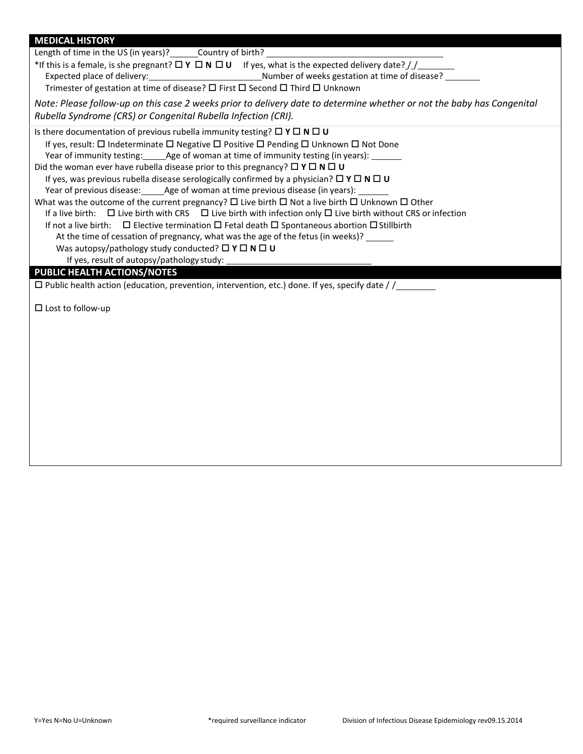## MEDICAL HISTORY

Length of time in the US (in years)?\_\_\_\_\_\_ Country of birth? \_\_\_\_\_\_\_\_\_\_\_\_\_\_\_\_\_\_\_\_\_\_\_\_\_\_\_\_\_\_\_\_\_\_\_\_\_

*If this is a female, is she pregnant? ☐ **Y** ☐ **N** ☐ **U** If yes, what is the expected delivery date? / /\_\_\_\_\_\_\_\_

Expected place of delivery:\_\_\_\_\_\_\_\_\_\_\_\_\_\_\_\_\_\_\_\_\_\_\_\_\_ Number of weeks gestation at time of disease? \_\_\_\_\_\_\_\_

Trimester of gestation at time of disease? ☐ First ☐ Second ☐ Third ☐ Unknown

*Note: Please follow-up on this case 2 weeks prior to delivery date to determine whether or not the baby has Congenital Rubella Syndrome (CRS) or Congenital Rubella Infection (CRI).*

Is there documentation of previous rubella immunity testing? ☐ **Y** ☐ **N** ☐ **U**

If yes, result: ☐ Indeterminate ☐ Negative ☐ Positive ☐ Pending ☐ Unknown ☐ Not Done

Year of immunity testing:\_\_\_\_\_ Age of woman at time of immunity testing (in years): \_\_\_\_\_\_\_

Did the woman ever have rubella disease prior to this pregnancy? ☐ **Y** ☐ **N** ☐ **U**

If yes, was previous rubella disease serologically confirmed by a physician? ☐ **Y** ☐ **N** ☐ **U**

Year of previous disease:\_\_\_\_\_ Age of woman at time previous disease (in years): \_\_\_\_\_\_\_

What was the outcome of the current pregnancy? ☐ Live birth ☐ Not a live birth ☐ Unknown ☐ Other

If a live birth: ☐ Live birth with CRS ☐ Live birth with infection only ☐ Live birth without CRS or infection

If not a live birth: ☐ Elective termination ☐ Fetal death ☐ Spontaneous abortion ☐ Stillbirth

At the time of cessation of pregnancy, what was the age of the fetus (in weeks)? \_\_\_\_\_\_

Was autopsy/pathology study conducted? ☐ **Y** ☐ **N** ☐ **U**

If yes, result of autopsy/pathology study: \_\_\_\_\_\_\_\_\_\_\_\_\_\_\_\_\_\_\_\_\_\_\_\_\_\_\_\_\_\_\_\_

## PUBLIC HEALTH ACTIONS/NOTES

☐ Public health action (education, prevention, intervention, etc.) done. If yes, specify date / /\_\_\_\_\_\_\_\_

☐ Lost to follow-up

Y=Yes N=No U=Unknown *required surveillance indicator Division of Infectious Disease Epidemiology rev09.15.2014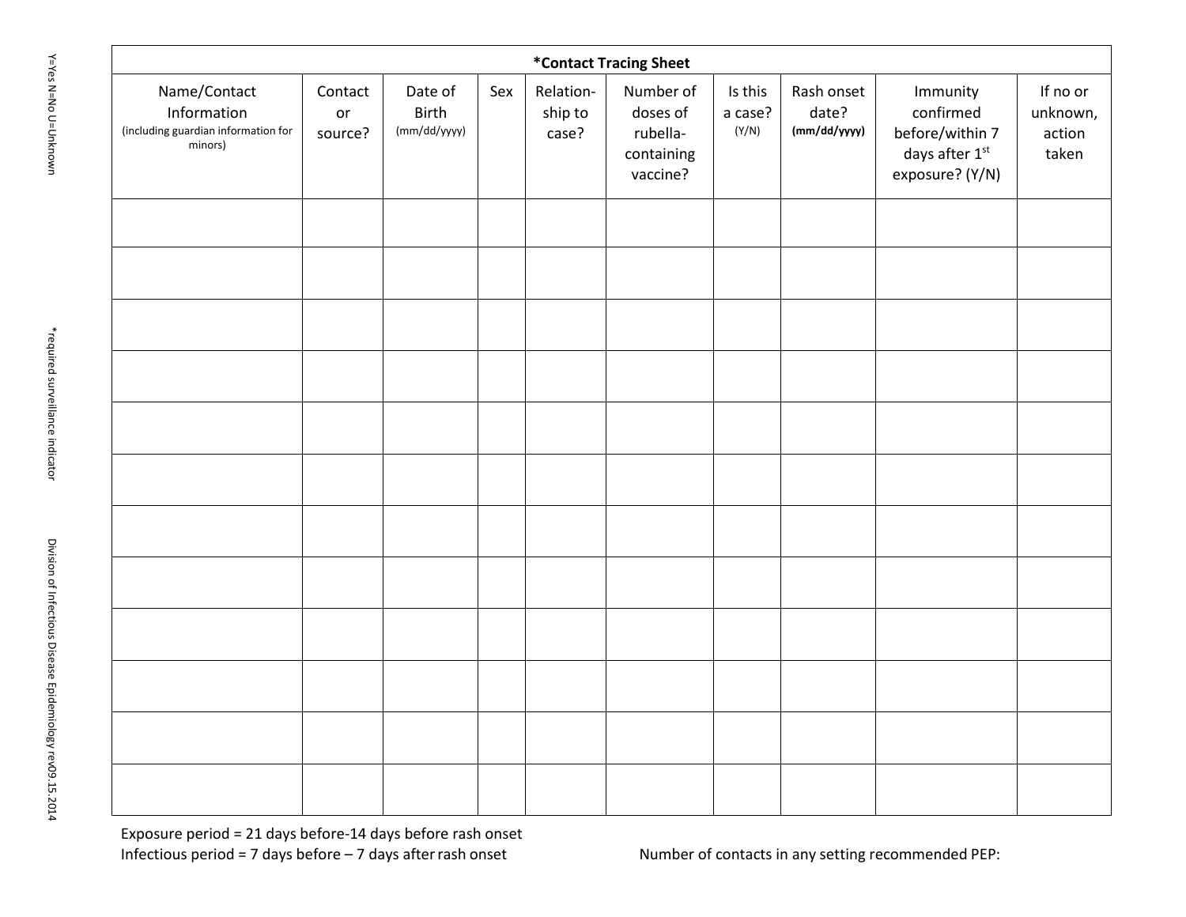Y=Yes N=No U=Unknown

*required surveillance indicator

Division of Infectious Disease Epidemiology rev09.15.2014

| *Contact Tracing Sheet | | | | | | | | | |
|---|---|---|---|---|---|---|---|---|---|
| Name/Contact Information (including guardian information for minors) | Contact or source? | Date of Birth (mm/dd/yyyy) | Sex | Relation-ship to case? | Number of doses of rubella-containing vaccine? | Is this a case? (Y/N) | Rash onset date? **(mm/dd/yyyy)** | Immunity confirmed before/within 7 days after 1st exposure? (Y/N) | If no or unknown, action taken |
| | | | | | | | | | |
| | | | | | | | | | |
| | | | | | | | | | |
| | | | | | | | | | |
| | | | | | | | | | |
| | | | | | | | | | |
| | | | | | | | | | |
| | | | | | | | | | |
| | | | | | | | | | |
| | | | | | | | | | |
| | | | | | | | | | |
| | | | | | | | | | |

Exposure period = 21 days before-14 days before rash onset

Infectious period = 7 days before – 7 days after rash onset

Number of contacts in any setting recommended PEP: